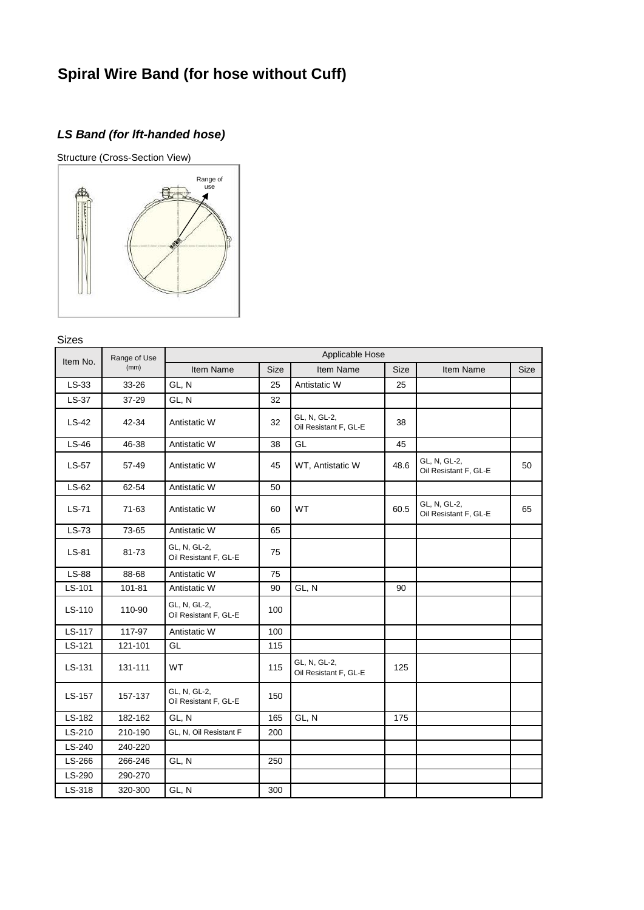# Spiral Wire Band (for hose without Cuff)

## *LS Band (for lft-handed hose)*

Structure (Cross-Section View)

Range of use

Sizes

| Item No. | Range of Use (mm) | Applicable Hose | | | | | |
|---|---|---|---|---|---|---|---|
| | | Item Name | Size | Item Name | Size | Item Name | Size |
| LS-33 | 33-26 | GL, N | 25 | Antistatic W | 25 | | |
| LS-37 | 37-29 | GL, N | 32 | | | | |
| LS-42 | 42-34 | Antistatic W | 32 | GL, N, GL-2, Oil Resistant F, GL-E | 38 | | |
| LS-46 | 46-38 | Antistatic W | 38 | GL | 45 | | |
| LS-57 | 57-49 | Antistatic W | 45 | WT, Antistatic W | 48.6 | GL, N, GL-2, Oil Resistant F, GL-E | 50 |
| LS-62 | 62-54 | Antistatic W | 50 | | | | |
| LS-71 | 71-63 | Antistatic W | 60 | WT | 60.5 | GL, N, GL-2, Oil Resistant F, GL-E | 65 |
| LS-73 | 73-65 | Antistatic W | 65 | | | | |
| LS-81 | 81-73 | GL, N, GL-2, Oil Resistant F, GL-E | 75 | | | | |
| LS-88 | 88-68 | Antistatic W | 75 | | | | |
| LS-101 | 101-81 | Antistatic W | 90 | GL, N | 90 | | |
| LS-110 | 110-90 | GL, N, GL-2, Oil Resistant F, GL-E | 100 | | | | |
| LS-117 | 117-97 | Antistatic W | 100 | | | | |
| LS-121 | 121-101 | GL | 115 | | | | |
| LS-131 | 131-111 | WT | 115 | GL, N, GL-2, Oil Resistant F, GL-E | 125 | | |
| LS-157 | 157-137 | GL, N, GL-2, Oil Resistant F, GL-E | 150 | | | | |
| LS-182 | 182-162 | GL, N | 165 | GL, N | 175 | | |
| LS-210 | 210-190 | GL, N, Oil Resistant F | 200 | | | | |
| LS-240 | 240-220 | | | | | | |
| LS-266 | 266-246 | GL, N | 250 | | | | |
| LS-290 | 290-270 | | | | | | |
| LS-318 | 320-300 | GL, N | 300 | | | | |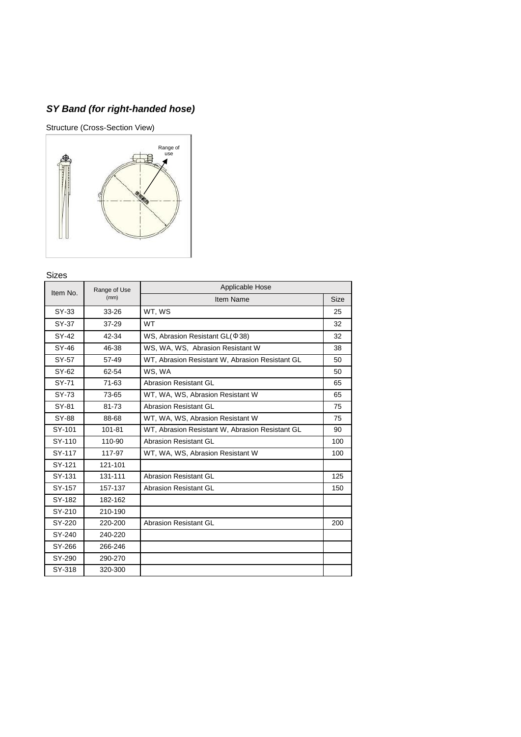***SY Band (for right-handed hose)***

Structure (Cross-Section View)

Range of use

使用範囲

Sizes

| Item No. | Range of Use (mm) | Applicable Hose | |
|---|---|---|---|
| | | Item Name | Size |
| SY-33 | 33-26 | WT, WS | 25 |
| SY-37 | 37-29 | WT | 32 |
| SY-42 | 42-34 | WS, Abrasion Resistant GL(Φ38) | 32 |
| SY-46 | 46-38 | WS, WA, WS, Abrasion Resistant W | 38 |
| SY-57 | 57-49 | WT, Abrasion Resistant W, Abrasion Resistant GL | 50 |
| SY-62 | 62-54 | WS, WA | 50 |
| SY-71 | 71-63 | Abrasion Resistant GL | 65 |
| SY-73 | 73-65 | WT, WA, WS, Abrasion Resistant W | 65 |
| SY-81 | 81-73 | Abrasion Resistant GL | 75 |
| SY-88 | 88-68 | WT, WA, WS, Abrasion Resistant W | 75 |
| SY-101 | 101-81 | WT, Abrasion Resistant W, Abrasion Resistant GL | 90 |
| SY-110 | 110-90 | Abrasion Resistant GL | 100 |
| SY-117 | 117-97 | WT, WA, WS, Abrasion Resistant W | 100 |
| SY-121 | 121-101 | | |
| SY-131 | 131-111 | Abrasion Resistant GL | 125 |
| SY-157 | 157-137 | Abrasion Resistant GL | 150 |
| SY-182 | 182-162 | | |
| SY-210 | 210-190 | | |
| SY-220 | 220-200 | Abrasion Resistant GL | 200 |
| SY-240 | 240-220 | | |
| SY-266 | 266-246 | | |
| SY-290 | 290-270 | | |
| SY-318 | 320-300 | | |